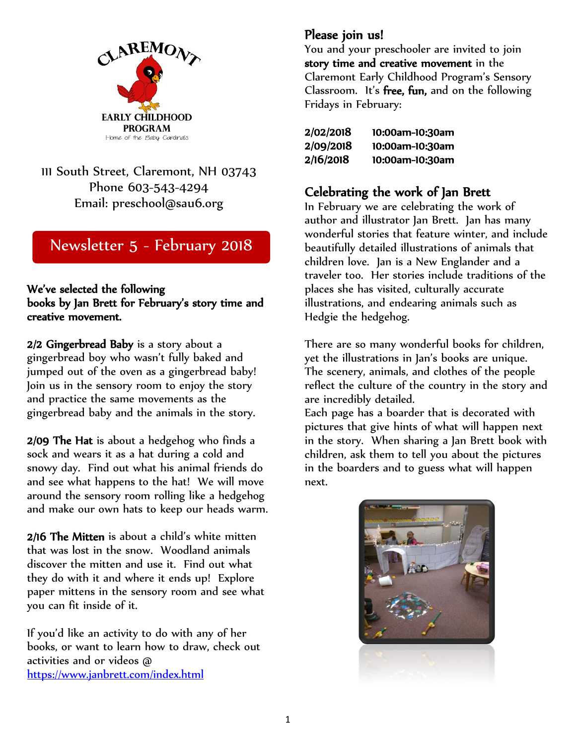CLAREMONT

EARLY CHILDHOOD PROGRAM

Home of the Baby Cardinals

111 South Street, Claremont, NH 03743
Phone 603-543-4294
Email: preschool@sau6.org

## Newsletter 5 - February 2018

**We've selected the following books by Jan Brett for February's story time and creative movement.**

**2/2 Gingerbread Baby** is a story about a gingerbread boy who wasn't fully baked and jumped out of the oven as a gingerbread baby! Join us in the sensory room to enjoy the story and practice the same movements as the gingerbread baby and the animals in the story.

**2/09 The Hat** is about a hedgehog who finds a sock and wears it as a hat during a cold and snowy day. Find out what his animal friends do and see what happens to the hat! We will move around the sensory room rolling like a hedgehog and make our own hats to keep our heads warm.

**2/16 The Mitten** is about a child's white mitten that was lost in the snow. Woodland animals discover the mitten and use it. Find out what they do with it and where it ends up! Explore paper mittens in the sensory room and see what you can fit inside of it.

If you'd like an activity to do with any of her books, or want to learn how to draw, check out activities and or videos @ [https://www.janbrett.com/index.html](https://www.janbrett.com/index.html)

## Please join us!

You and your preschooler are invited to join **story time and creative movement** in the Claremont Early Childhood Program's Sensory Classroom. It's **free, fun,** and on the following Fridays in February:

| | |
|---|---|
| **2/02/2018** | **10:00am-10:30am** |
| **2/09/2018** | **10:00am-10:30am** |
| **2/16/2018** | **10:00am-10:30am** |

## Celebrating the work of Jan Brett

In February we are celebrating the work of author and illustrator Jan Brett. Jan has many wonderful stories that feature winter, and include beautifully detailed illustrations of animals that children love. Jan is a New Englander and a traveler too. Her stories include traditions of the places she has visited, culturally accurate illustrations, and endearing animals such as Hedgie the hedgehog.

There are so many wonderful books for children, yet the illustrations in Jan's books are unique. The scenery, animals, and clothes of the people reflect the culture of the country in the story and are incredibly detailed.

Each page has a boarder that is decorated with pictures that give hints of what will happen next in the story. When sharing a Jan Brett book with children, ask them to tell you about the pictures in the boarders and to guess what will happen next.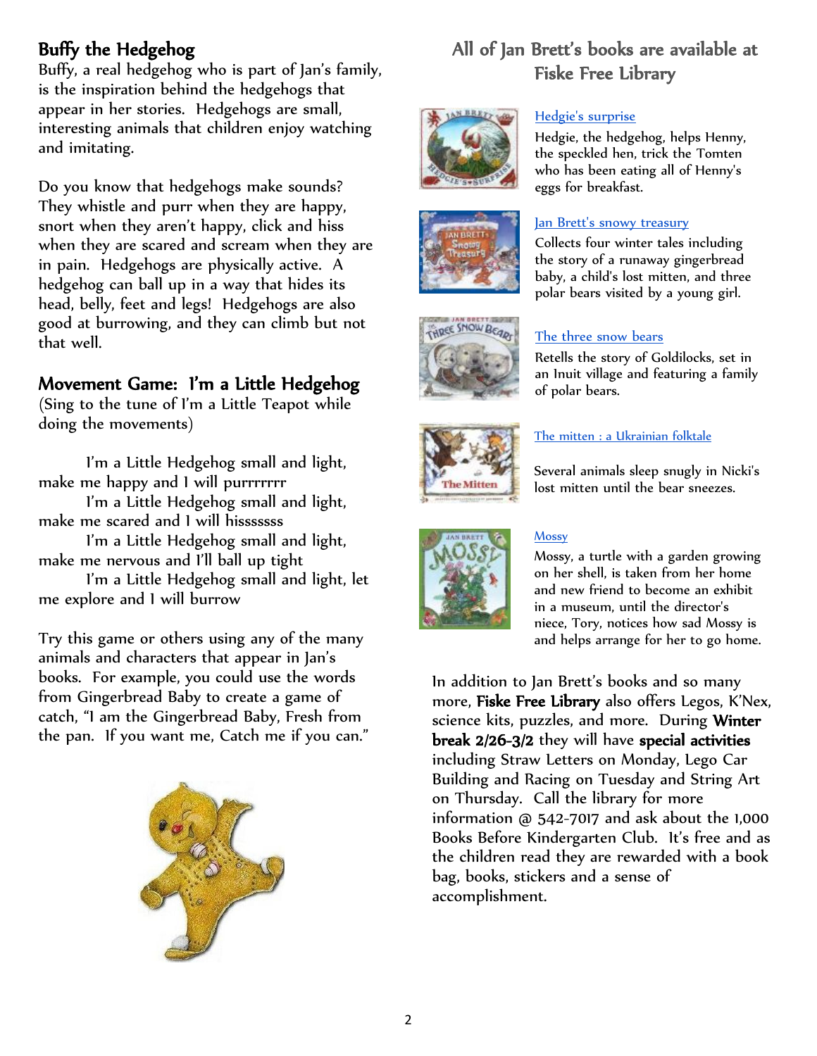## Buffy the Hedgehog

Buffy, a real hedgehog who is part of Jan's family, is the inspiration behind the hedgehogs that appear in her stories. Hedgehogs are small, interesting animals that children enjoy watching and imitating.

Do you know that hedgehogs make sounds? They whistle and purr when they are happy, snort when they aren't happy, click and hiss when they are scared and scream when they are in pain. Hedgehogs are physically active. A hedgehog can ball up in a way that hides its head, belly, feet and legs! Hedgehogs are also good at burrowing, and they can climb but not that well.

## Movement Game: I'm a Little Hedgehog

(Sing to the tune of I'm a Little Teapot while doing the movements)

I'm a Little Hedgehog small and light, make me happy and I will purrrrrrr
I'm a Little Hedgehog small and light, make me scared and I will hissssss
I'm a Little Hedgehog small and light, make me nervous and I'll ball up tight
I'm a Little Hedgehog small and light, let me explore and I will burrow

Try this game or others using any of the many animals and characters that appear in Jan's books. For example, you could use the words from Gingerbread Baby to create a game of catch, "I am the Gingerbread Baby, Fresh from the pan. If you want me, Catch me if you can."

## All of Jan Brett's books are available at Fiske Free Library

**Hedgie's surprise**

Hedgie, the hedgehog, helps Henny, the speckled hen, trick the Tomten who has been eating all of Henny's eggs for breakfast.

**Jan Brett's snowy treasury**

Collects four winter tales including the story of a runaway gingerbread baby, a child's lost mitten, and three polar bears visited by a young girl.

**The three snow bears**

Retells the story of Goldilocks, set in an Inuit village and featuring a family of polar bears.

**The mitten : a Ukrainian folktale**

Several animals sleep snugly in Nicki's lost mitten until the bear sneezes.

**Mossy**

Mossy, a turtle with a garden growing on her shell, is taken from her home and new friend to become an exhibit in a museum, until the director's niece, Tory, notices how sad Mossy is and helps arrange for her to go home.

In addition to Jan Brett's books and so many more, **Fiske Free Library** also offers Legos, K'Nex, science kits, puzzles, and more. During **Winter break 2/26-3/2** they will have **special activities** including Straw Letters on Monday, Lego Car Building and Racing on Tuesday and String Art on Thursday. Call the library for more information @ 542-7017 and ask about the 1,000 Books Before Kindergarten Club. It's free and as the children read they are rewarded with a book bag, books, stickers and a sense of accomplishment.